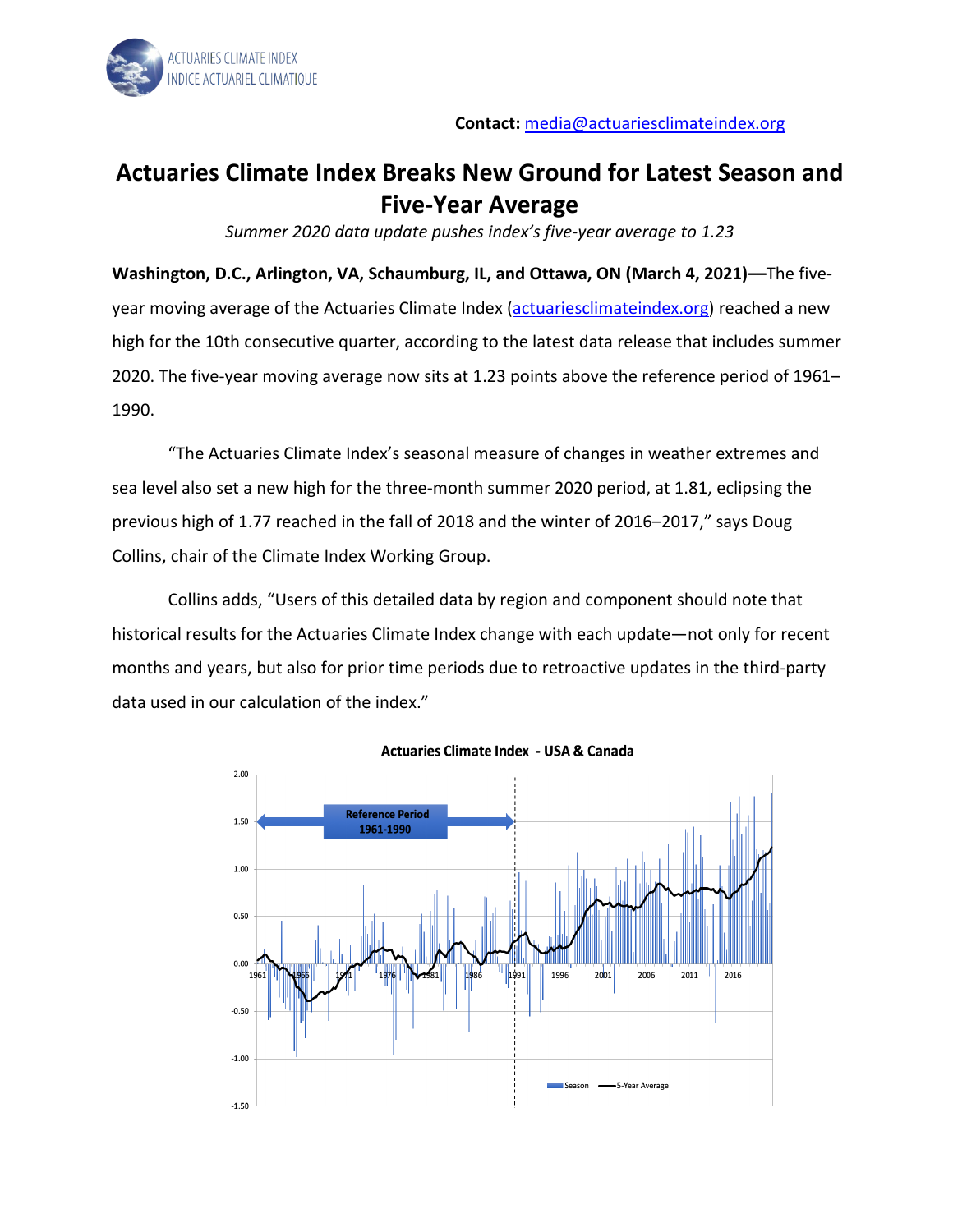ACTUARIES CLIMATE INDEX
INDICE ACTUARIEL CLIMATIQUE

**Contact:** media@actuariesclimateindex.org

# Actuaries Climate Index Breaks New Ground for Latest Season and Five-Year Average

*Summer 2020 data update pushes index's five-year average to 1.23*

**Washington, D.C., Arlington, VA, Schaumburg, IL, and Ottawa, ON (March 4, 2021)—**The five-year moving average of the Actuaries Climate Index (actuariesclimateindex.org) reached a new high for the 10th consecutive quarter, according to the latest data release that includes summer 2020. The five-year moving average now sits at 1.23 points above the reference period of 1961–1990.

"The Actuaries Climate Index's seasonal measure of changes in weather extremes and sea level also set a new high for the three-month summer 2020 period, at 1.81, eclipsing the previous high of 1.77 reached in the fall of 2018 and the winter of 2016–2017," says Doug Collins, chair of the Climate Index Working Group.

Collins adds, "Users of this detailed data by region and component should note that historical results for the Actuaries Climate Index change with each update—not only for recent months and years, but also for prior time periods due to retroactive updates in the third-party data used in our calculation of the index."

**Actuaries Climate Index - USA & Canada**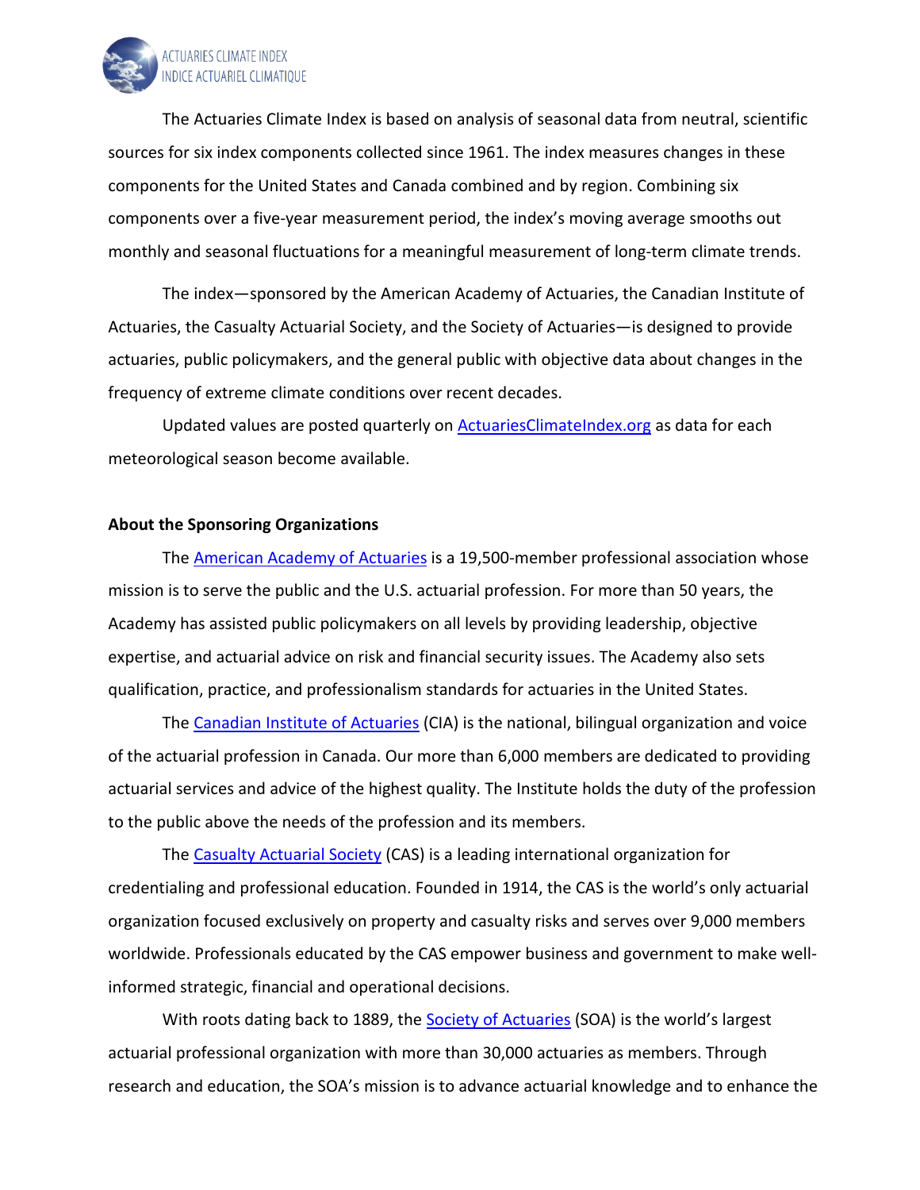The Actuaries Climate Index is based on analysis of seasonal data from neutral, scientific sources for six index components collected since 1961. The index measures changes in these components for the United States and Canada combined and by region. Combining six components over a five-year measurement period, the index's moving average smooths out monthly and seasonal fluctuations for a meaningful measurement of long-term climate trends.

The index—sponsored by the American Academy of Actuaries, the Canadian Institute of Actuaries, the Casualty Actuarial Society, and the Society of Actuaries—is designed to provide actuaries, public policymakers, and the general public with objective data about changes in the frequency of extreme climate conditions over recent decades.

Updated values are posted quarterly on [ActuariesClimateIndex.org](ActuariesClimateIndex.org) as data for each meteorological season become available.

**About the Sponsoring Organizations**

The [American Academy of Actuaries]() is a 19,500-member professional association whose mission is to serve the public and the U.S. actuarial profession. For more than 50 years, the Academy has assisted public policymakers on all levels by providing leadership, objective expertise, and actuarial advice on risk and financial security issues. The Academy also sets qualification, practice, and professionalism standards for actuaries in the United States.

The [Canadian Institute of Actuaries]() (CIA) is the national, bilingual organization and voice of the actuarial profession in Canada. Our more than 6,000 members are dedicated to providing actuarial services and advice of the highest quality. The Institute holds the duty of the profession to the public above the needs of the profession and its members.

The [Casualty Actuarial Society]() (CAS) is a leading international organization for credentialing and professional education. Founded in 1914, the CAS is the world's only actuarial organization focused exclusively on property and casualty risks and serves over 9,000 members worldwide. Professionals educated by the CAS empower business and government to make well-informed strategic, financial and operational decisions.

With roots dating back to 1889, the [Society of Actuaries]() (SOA) is the world's largest actuarial professional organization with more than 30,000 actuaries as members. Through research and education, the SOA's mission is to advance actuarial knowledge and to enhance the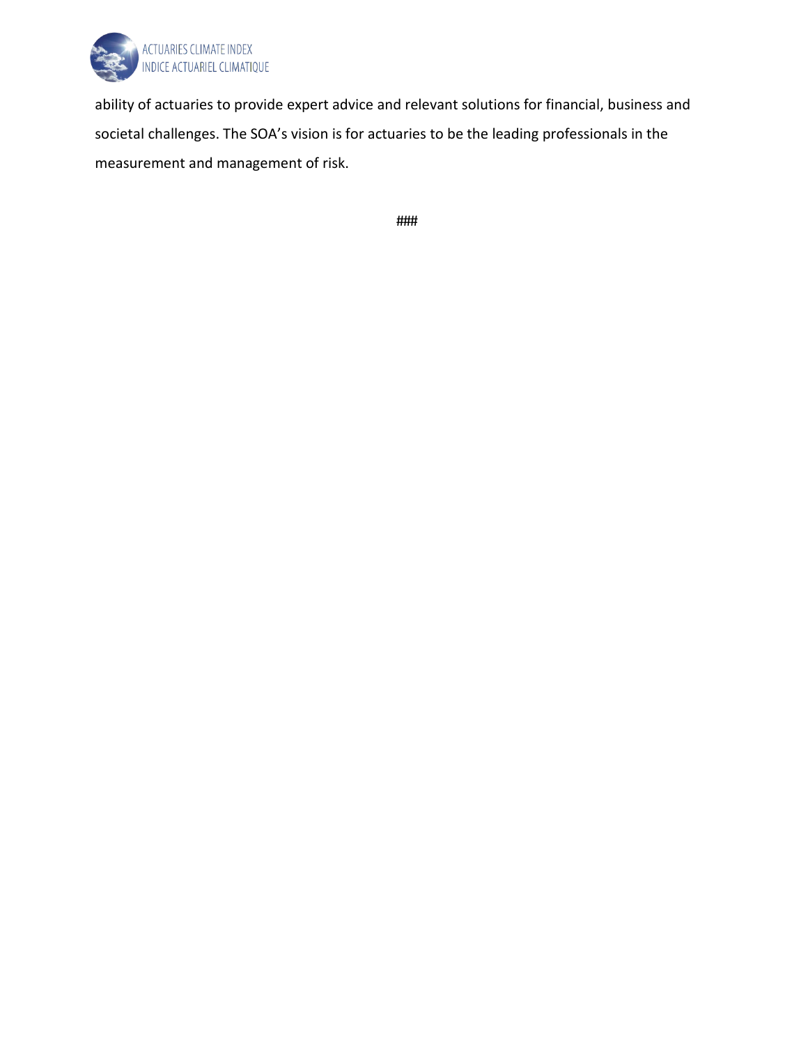ability of actuaries to provide expert advice and relevant solutions for financial, business and societal challenges. The SOA's vision is for actuaries to be the leading professionals in the measurement and management of risk.

###